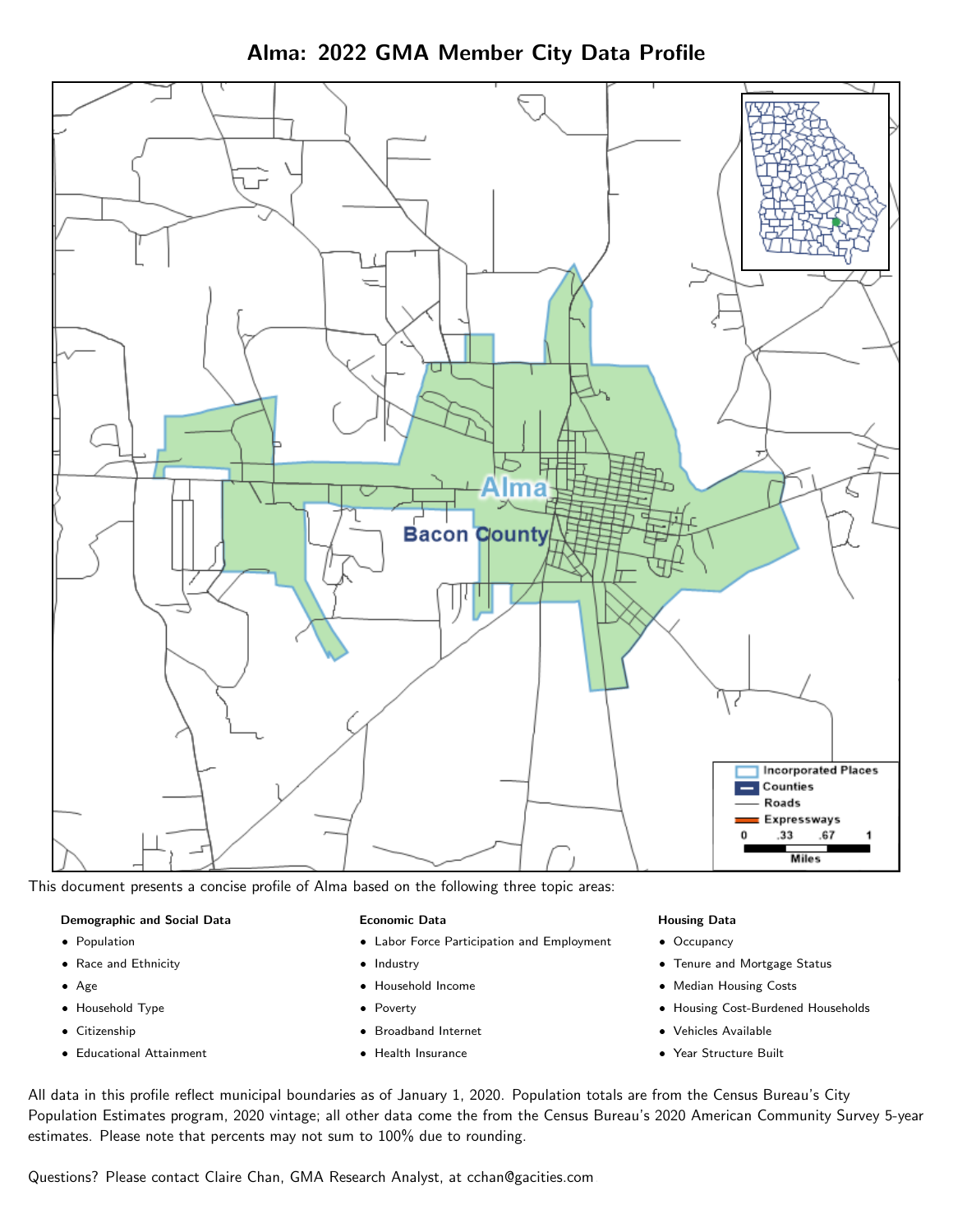# Alma: 2022 GMA Member City Data Profile

This document presents a concise profile of Alma based on the following three topic areas:

**Demographic and Social Data**

- Population
- Race and Ethnicity
- Age
- Household Type
- Citizenship
- Educational Attainment

**Economic Data**

- Labor Force Participation and Employment
- Industry
- Household Income
- Poverty
- Broadband Internet
- Health Insurance

**Housing Data**

- Occupancy
- Tenure and Mortgage Status
- Median Housing Costs
- Housing Cost-Burdened Households
- Vehicles Available
- Year Structure Built

All data in this profile reflect municipal boundaries as of January 1, 2020. Population totals are from the Census Bureau's City Population Estimates program, 2020 vintage; all other data come the from the Census Bureau's 2020 American Community Survey 5-year estimates. Please note that percents may not sum to 100% due to rounding.

Questions? Please contact Claire Chan, GMA Research Analyst, at cchan@gacities.com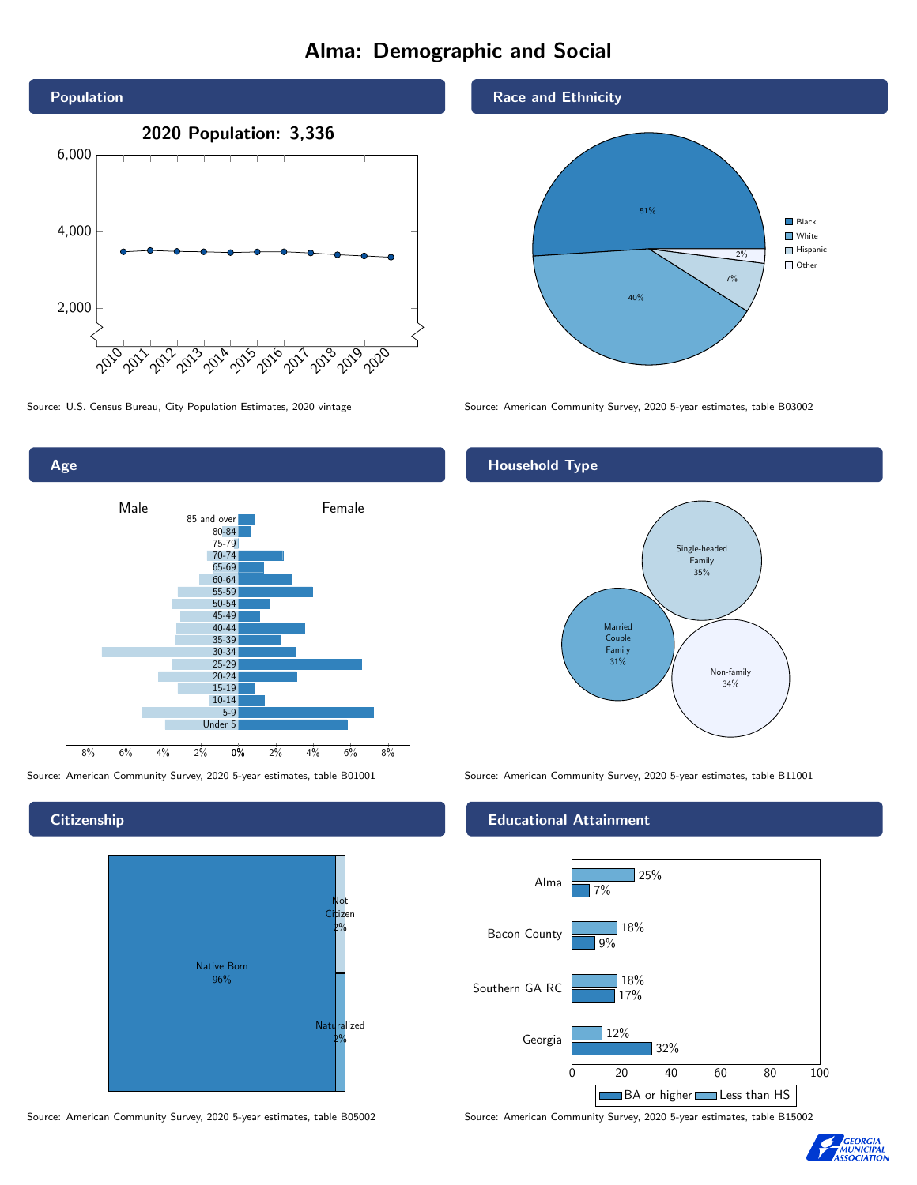# Alma: Demographic and Social

## Population

**2020 Population: 3,336**

Source: U.S. Census Bureau, City Population Estimates, 2020 vintage

## Race and Ethnicity

| Race/Ethnicity | Percent |
|---|---|
| Black | 51% |
| White | 40% |
| Hispanic | 7% |
| Other | 2% |

Source: American Community Survey, 2020 5-year estimates, table B03002

## Age

Source: American Community Survey, 2020 5-year estimates, table B01001

## Household Type

| Household Type | Percent |
|---|---|
| Single-headed Family | 35% |
| Married Couple Family | 31% |
| Non-family | 34% |

Source: American Community Survey, 2020 5-year estimates, table B11001

## Citizenship

| Status | Percent |
|---|---|
| Native Born | 96% |
| Not Citizen | 2% |
| Naturalized | 2% |

Source: American Community Survey, 2020 5-year estimates, table B05002

## Educational Attainment

| Area | Less than HS | BA or higher |
|---|---|---|
| Alma | 25% | 7% |
| Bacon County | 18% | 9% |
| Southern GA RC | 18% | 17% |
| Georgia | 12% | 32% |

Source: American Community Survey, 2020 5-year estimates, table B15002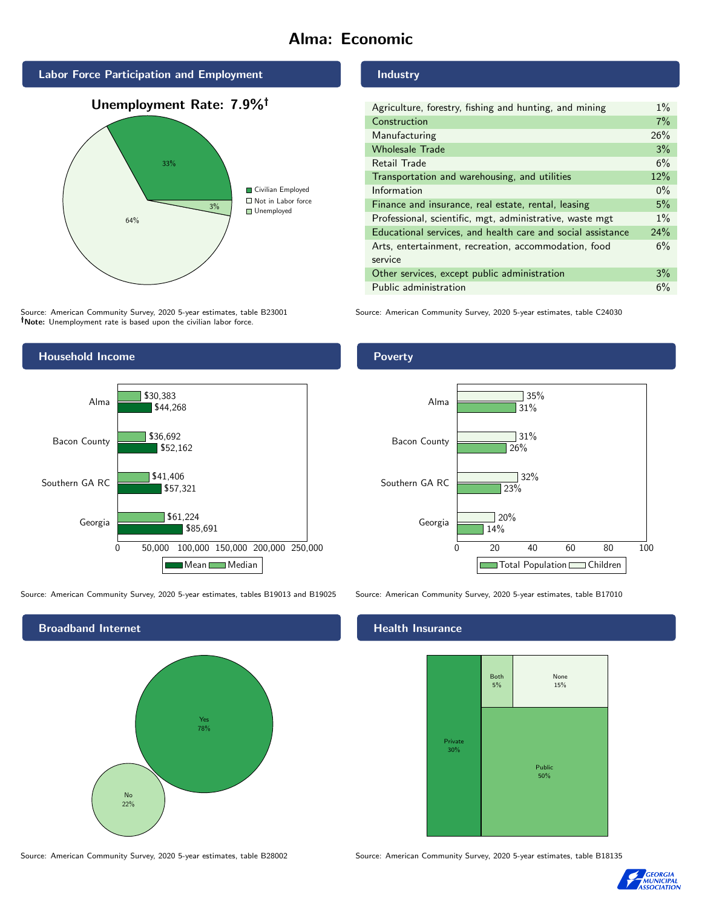# Alma: Economic

## Labor Force Participation and Employment

**Unemployment Rate: 7.9%†**

| Category | Percent |
|---|---|
| Civilian Employed | 33% |
| Not in Labor force | 64% |
| Unemployed | 3% |

Source: American Community Survey, 2020 5-year estimates, table B23001
**†Note:** Unemployment rate is based upon the civilian labor force.

## Industry

| Industry | Percent |
|---|---|
| Agriculture, forestry, fishing and hunting, and mining | 1% |
| Construction | 7% |
| Manufacturing | 26% |
| Wholesale Trade | 3% |
| Retail Trade | 6% |
| Transportation and warehousing, and utilities | 12% |
| Information | 0% |
| Finance and insurance, real estate, rental, leasing | 5% |
| Professional, scientific, mgt, administrative, waste mgt | 1% |
| Educational services, and health care and social assistance | 24% |
| Arts, entertainment, recreation, accommodation, food service | 6% |
| Other services, except public administration | 3% |
| Public administration | 6% |

Source: American Community Survey, 2020 5-year estimates, table C24030

## Household Income

| | Median | Mean |
|---|---|---|
| Alma | $30,383 | $44,268 |
| Bacon County | $36,692 | $52,162 |
| Southern GA RC | $41,406 | $57,321 |
| Georgia | $61,224 | $85,691 |

Source: American Community Survey, 2020 5-year estimates, tables B19013 and B19025

## Poverty

| | Children | Total Population |
|---|---|---|
| Alma | 35% | 31% |
| Bacon County | 31% | 26% |
| Southern GA RC | 32% | 23% |
| Georgia | 20% | 14% |

Source: American Community Survey, 2020 5-year estimates, table B17010

## Broadband Internet

| | Percent |
|---|---|
| Yes | 78% |
| No | 22% |

Source: American Community Survey, 2020 5-year estimates, table B28002

## Health Insurance

| | Percent |
|---|---|
| Private | 30% |
| Both | 5% |
| None | 15% |
| Public | 50% |

Source: American Community Survey, 2020 5-year estimates, table B18135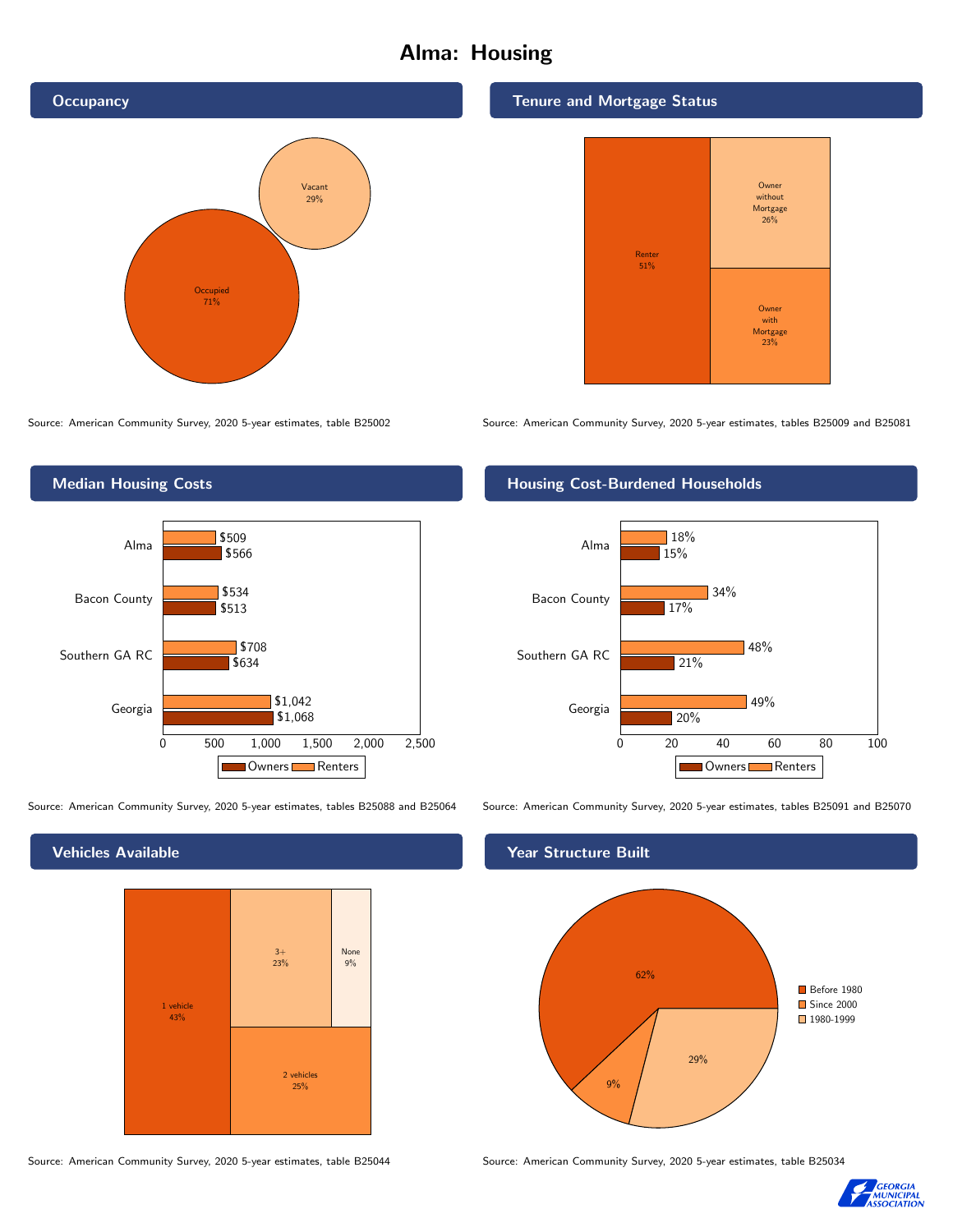# Alma: Housing

## Occupancy

Vacant
29%

Occupied
71%

Source: American Community Survey, 2020 5-year estimates, table B25002

## Tenure and Mortgage Status

Renter
51%

Owner without Mortgage
26%

Owner with Mortgage
23%

Source: American Community Survey, 2020 5-year estimates, tables B25009 and B25081

## Median Housing Costs

Alma
$509
$566

Bacon County
$534
$513

Southern GA RC
$708
$634

Georgia
$1,042
$1,068

0 500 1,000 1,500 2,000 2,500

Owners Renters

Source: American Community Survey, 2020 5-year estimates, tables B25088 and B25064

## Housing Cost-Burdened Households

Alma
18%
15%

Bacon County
34%
17%

Southern GA RC
48%
21%

Georgia
49%
20%

0 20 40 60 80 100

Owners Renters

Source: American Community Survey, 2020 5-year estimates, tables B25091 and B25070

## Vehicles Available

1 vehicle
43%

3+
23%

None
9%

2 vehicles
25%

Source: American Community Survey, 2020 5-year estimates, table B25044

## Year Structure Built

62%

9%

29%

Before 1980
Since 2000
1980-1999

Source: American Community Survey, 2020 5-year estimates, table B25034